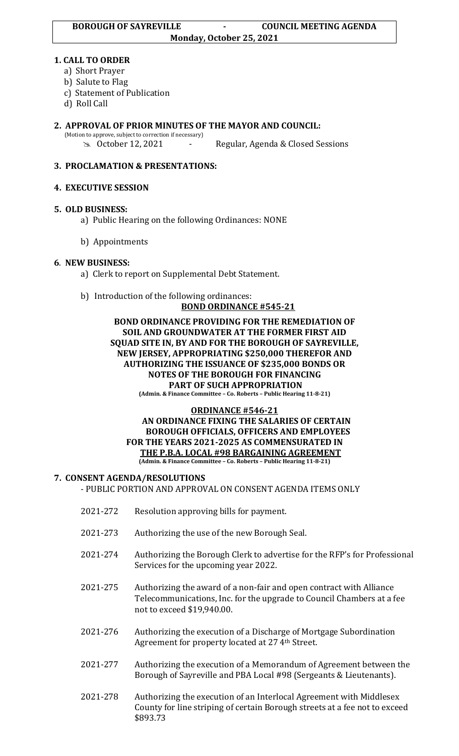**BOROUGH OF SAYREVILLE - COUNCIL MEETING AGENDA**
**Monday, October 25, 2021**

**1. CALL TO ORDER**

a) Short Prayer
b) Salute to Flag
c) Statement of Publication
d) Roll Call

**2. APPROVAL OF PRIOR MINUTES OF THE MAYOR AND COUNCIL:**
(Motion to approve, subject to correction if necessary)

- October 12, 2021 - Regular, Agenda & Closed Sessions

**3. PROCLAMATION & PRESENTATIONS:**

**4. EXECUTIVE SESSION**

**5. OLD BUSINESS:**

a) Public Hearing on the following Ordinances: NONE

b) Appointments

**6. NEW BUSINESS:**

a) Clerk to report on Supplemental Debt Statement.

b) Introduction of the following ordinances:

**BOND ORDINANCE #545-21**

**BOND ORDINANCE PROVIDING FOR THE REMEDIATION OF SOIL AND GROUNDWATER AT THE FORMER FIRST AID SQUAD SITE IN, BY AND FOR THE BOROUGH OF SAYREVILLE, NEW JERSEY, APPROPRIATING $250,000 THEREFOR AND AUTHORIZING THE ISSUANCE OF $235,000 BONDS OR NOTES OF THE BOROUGH FOR FINANCING PART OF SUCH APPROPRIATION**
**(Admin. & Finance Committee – Co. Roberts – Public Hearing 11-8-21)**

**ORDINANCE #546-21**

**AN ORDINANCE FIXING THE SALARIES OF CERTAIN BOROUGH OFFICIALS, OFFICERS AND EMPLOYEES FOR THE YEARS 2021-2025 AS COMMENSURATED IN THE P.B.A. LOCAL #98 BARGAINING AGREEMENT**
**(Admin. & Finance Committee – Co. Roberts – Public Hearing 11-8-21)**

**7. CONSENT AGENDA/RESOLUTIONS**

- PUBLIC PORTION AND APPROVAL ON CONSENT AGENDA ITEMS ONLY

2021-272 Resolution approving bills for payment.

2021-273 Authorizing the use of the new Borough Seal.

2021-274 Authorizing the Borough Clerk to advertise for the RFP's for Professional Services for the upcoming year 2022.

2021-275 Authorizing the award of a non-fair and open contract with Alliance Telecommunications, Inc. for the upgrade to Council Chambers at a fee not to exceed $19,940.00.

2021-276 Authorizing the execution of a Discharge of Mortgage Subordination Agreement for property located at 27 4th Street.

2021-277 Authorizing the execution of a Memorandum of Agreement between the Borough of Sayreville and PBA Local #98 (Sergeants & Lieutenants).

2021-278 Authorizing the execution of an Interlocal Agreement with Middlesex County for line striping of certain Borough streets at a fee not to exceed $893.73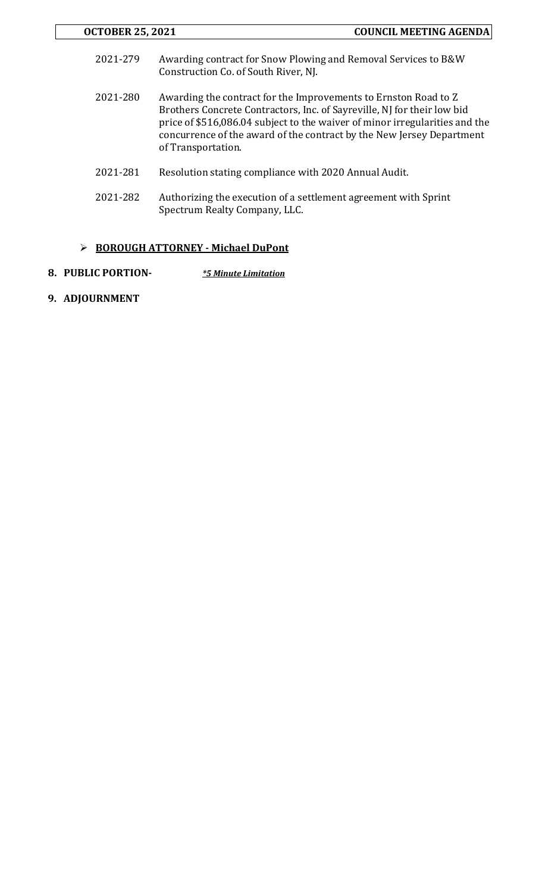| | |
|---|---|
| 2021-279 | Awarding contract for Snow Plowing and Removal Services to B&W Construction Co. of South River, NJ. |
| 2021-280 | Awarding the contract for the Improvements to Ernston Road to Z Brothers Concrete Contractors, Inc. of Sayreville, NJ for their low bid price of $516,086.04 subject to the waiver of minor irregularities and the concurrence of the award of the contract by the New Jersey Department of Transportation. |
| 2021-281 | Resolution stating compliance with 2020 Annual Audit. |
| 2021-282 | Authorizing the execution of a settlement agreement with Sprint Spectrum Realty Company, LLC. |

- **BOROUGH ATTORNEY - Michael DuPont**

**8. PUBLIC PORTION-** ***5 Minute Limitation***

**9. ADJOURNMENT**